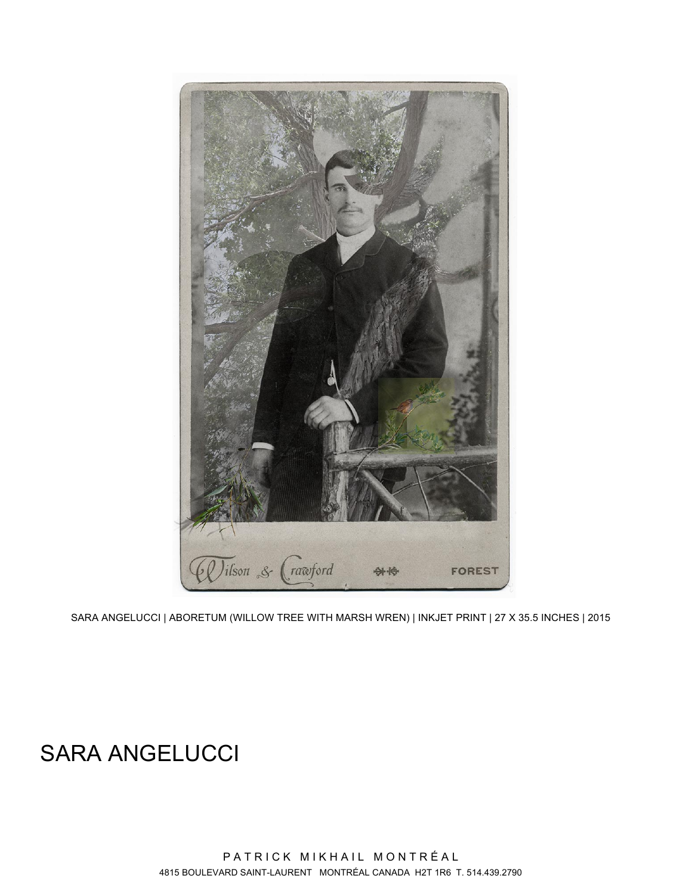SARA ANGELUCCI | ABORETUM (WILLOW TREE WITH MARSH WREN) | INKJET PRINT | 27 X 35.5 INCHES | 2015

# SARA ANGELUCCI

PATRICK MIKHAIL MONTRÉAL
4815 BOULEVARD SAINT-LAURENT MONTRÉAL CANADA H2T 1R6 T. 514.439.2790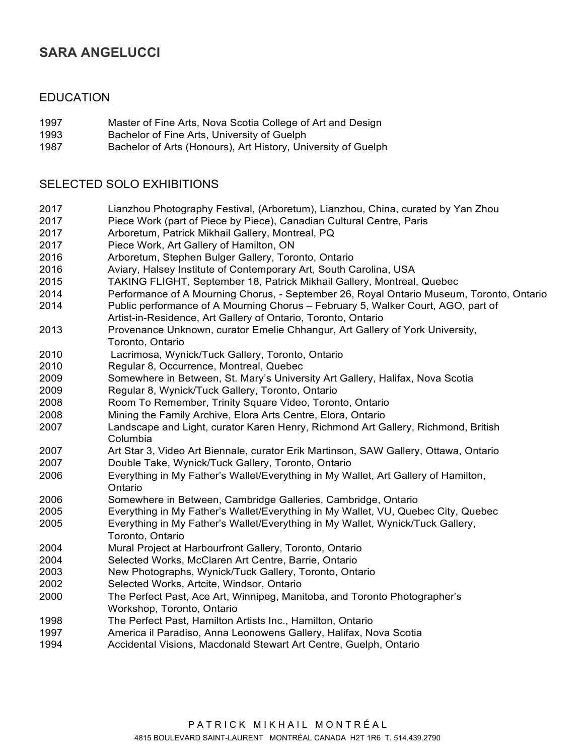# SARA ANGELUCCI

## EDUCATION

1997 Master of Fine Arts, Nova Scotia College of Art and Design
1993 Bachelor of Fine Arts, University of Guelph
1987 Bachelor of Arts (Honours), Art History, University of Guelph

## SELECTED SOLO EXHIBITIONS

2017 Lianzhou Photography Festival, (Arboretum), Lianzhou, China, curated by Yan Zhou
2017 Piece Work (part of Piece by Piece), Canadian Cultural Centre, Paris
2017 Arboretum, Patrick Mikhail Gallery, Montreal, PQ
2017 Piece Work, Art Gallery of Hamilton, ON
2016 Arboretum, Stephen Bulger Gallery, Toronto, Ontario
2016 Aviary, Halsey Institute of Contemporary Art, South Carolina, USA
2015 TAKING FLIGHT, September 18, Patrick Mikhail Gallery, Montreal, Quebec
2014 Performance of A Mourning Chorus, - September 26, Royal Ontario Museum, Toronto, Ontario
2014 Public performance of A Mourning Chorus – February 5, Walker Court, AGO, part of Artist-in-Residence, Art Gallery of Ontario, Toronto, Ontario
2013 Provenance Unknown, curator Emelie Chhangur, Art Gallery of York University, Toronto, Ontario
2010 Lacrimosa, Wynick/Tuck Gallery, Toronto, Ontario
2010 Regular 8, Occurrence, Montreal, Quebec
2009 Somewhere in Between, St. Mary's University Art Gallery, Halifax, Nova Scotia
2009 Regular 8, Wynick/Tuck Gallery, Toronto, Ontario
2008 Room To Remember, Trinity Square Video, Toronto, Ontario
2008 Mining the Family Archive, Elora Arts Centre, Elora, Ontario
2007 Landscape and Light, curator Karen Henry, Richmond Art Gallery, Richmond, British Columbia
2007 Art Star 3, Video Art Biennale, curator Erik Martinson, SAW Gallery, Ottawa, Ontario
2007 Double Take, Wynick/Tuck Gallery, Toronto, Ontario
2006 Everything in My Father's Wallet/Everything in My Wallet, Art Gallery of Hamilton, Ontario
2006 Somewhere in Between, Cambridge Galleries, Cambridge, Ontario
2005 Everything in My Father's Wallet/Everything in My Wallet, VU, Quebec City, Quebec
2005 Everything in My Father's Wallet/Everything in My Wallet, Wynick/Tuck Gallery, Toronto, Ontario
2004 Mural Project at Harbourfront Gallery, Toronto, Ontario
2004 Selected Works, McClaren Art Centre, Barrie, Ontario
2003 New Photographs, Wynick/Tuck Gallery, Toronto, Ontario
2002 Selected Works, Artcite, Windsor, Ontario
2000 The Perfect Past, Ace Art, Winnipeg, Manitoba, and Toronto Photographer's Workshop, Toronto, Ontario
1998 The Perfect Past, Hamilton Artists Inc., Hamilton, Ontario
1997 America il Paradiso, Anna Leonowens Gallery, Halifax, Nova Scotia
1994 Accidental Visions, Macdonald Stewart Art Centre, Guelph, Ontario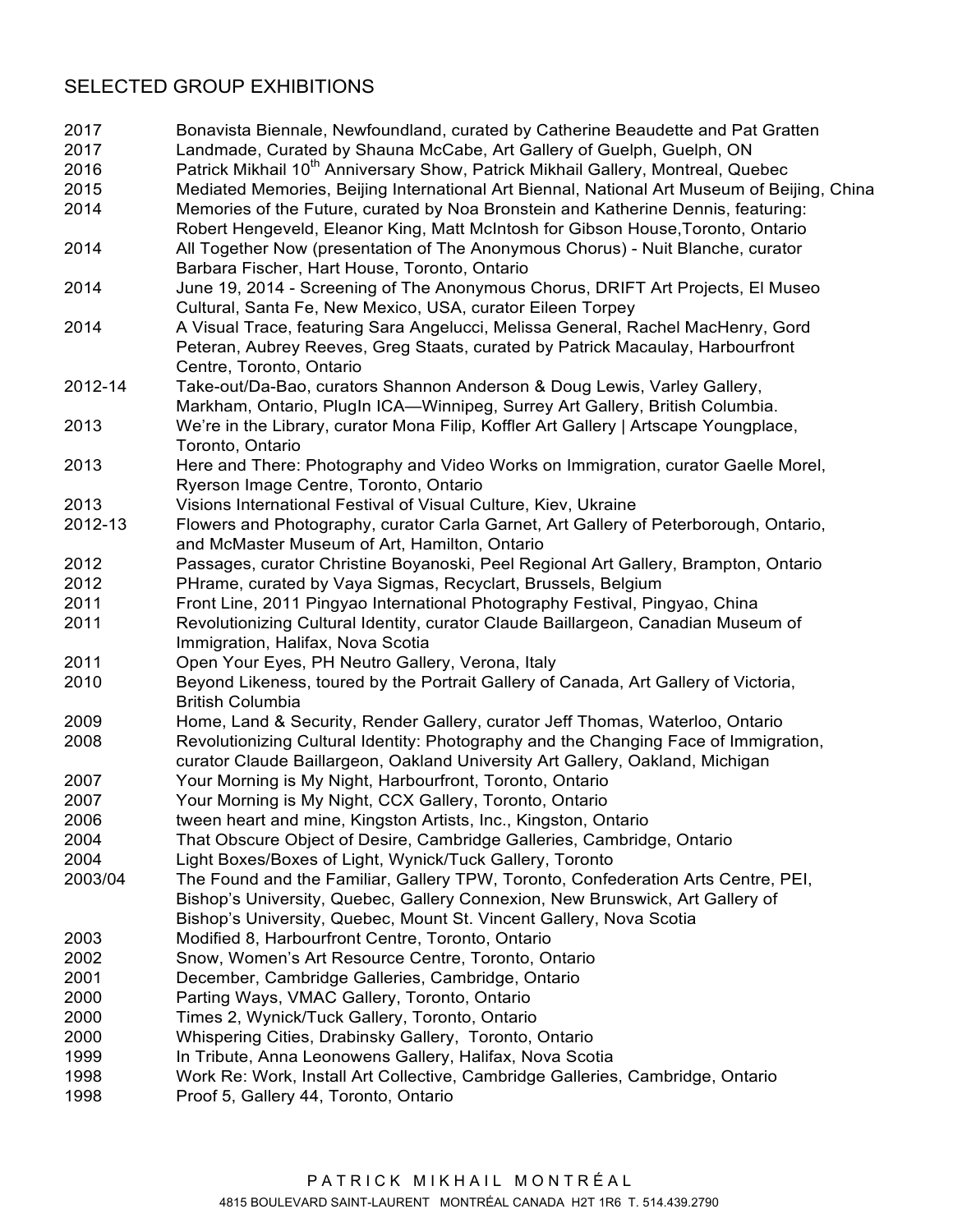## SELECTED GROUP EXHIBITIONS

2017 Bonavista Biennale, Newfoundland, curated by Catherine Beaudette and Pat Gratten
2017 Landmade, Curated by Shauna McCabe, Art Gallery of Guelph, Guelph, ON
2016 Patrick Mikhail 10th Anniversary Show, Patrick Mikhail Gallery, Montreal, Quebec
2015 Mediated Memories, Beijing International Art Biennal, National Art Museum of Beijing, China
2014 Memories of the Future, curated by Noa Bronstein and Katherine Dennis, featuring: Robert Hengeveld, Eleanor King, Matt McIntosh for Gibson House,Toronto, Ontario
2014 All Together Now (presentation of The Anonymous Chorus) - Nuit Blanche, curator Barbara Fischer, Hart House, Toronto, Ontario
2014 June 19, 2014 - Screening of The Anonymous Chorus, DRIFT Art Projects, El Museo Cultural, Santa Fe, New Mexico, USA, curator Eileen Torpey
2014 A Visual Trace, featuring Sara Angelucci, Melissa General, Rachel MacHenry, Gord Peteran, Aubrey Reeves, Greg Staats, curated by Patrick Macaulay, Harbourfront Centre, Toronto, Ontario
2012-14 Take-out/Da-Bao, curators Shannon Anderson & Doug Lewis, Varley Gallery, Markham, Ontario, PlugIn ICA—Winnipeg, Surrey Art Gallery, British Columbia.
2013 We're in the Library, curator Mona Filip, Koffler Art Gallery | Artscape Youngplace, Toronto, Ontario
2013 Here and There: Photography and Video Works on Immigration, curator Gaelle Morel, Ryerson Image Centre, Toronto, Ontario
2013 Visions International Festival of Visual Culture, Kiev, Ukraine
2012-13 Flowers and Photography, curator Carla Garnet, Art Gallery of Peterborough, Ontario, and McMaster Museum of Art, Hamilton, Ontario
2012 Passages, curator Christine Boyanoski, Peel Regional Art Gallery, Brampton, Ontario
2012 PHrame, curated by Vaya Sigmas, Recyclart, Brussels, Belgium
2011 Front Line, 2011 Pingyao International Photography Festival, Pingyao, China
2011 Revolutionizing Cultural Identity, curator Claude Baillargeon, Canadian Museum of Immigration, Halifax, Nova Scotia
2011 Open Your Eyes, PH Neutro Gallery, Verona, Italy
2010 Beyond Likeness, toured by the Portrait Gallery of Canada, Art Gallery of Victoria, British Columbia
2009 Home, Land & Security, Render Gallery, curator Jeff Thomas, Waterloo, Ontario
2008 Revolutionizing Cultural Identity: Photography and the Changing Face of Immigration, curator Claude Baillargeon, Oakland University Art Gallery, Oakland, Michigan
2007 Your Morning is My Night, Harbourfront, Toronto, Ontario
2007 Your Morning is My Night, CCX Gallery, Toronto, Ontario
2006 tween heart and mine, Kingston Artists, Inc., Kingston, Ontario
2004 That Obscure Object of Desire, Cambridge Galleries, Cambridge, Ontario
2004 Light Boxes/Boxes of Light, Wynick/Tuck Gallery, Toronto
2003/04 The Found and the Familiar, Gallery TPW, Toronto, Confederation Arts Centre, PEI, Bishop's University, Quebec, Gallery Connexion, New Brunswick, Art Gallery of Bishop's University, Quebec, Mount St. Vincent Gallery, Nova Scotia
2003 Modified 8, Harbourfront Centre, Toronto, Ontario
2002 Snow, Women's Art Resource Centre, Toronto, Ontario
2001 December, Cambridge Galleries, Cambridge, Ontario
2000 Parting Ways, VMAC Gallery, Toronto, Ontario
2000 Times 2, Wynick/Tuck Gallery, Toronto, Ontario
2000 Whispering Cities, Drabinsky Gallery, Toronto, Ontario
1999 In Tribute, Anna Leonowens Gallery, Halifax, Nova Scotia
1998 Work Re: Work, Install Art Collective, Cambridge Galleries, Cambridge, Ontario
1998 Proof 5, Gallery 44, Toronto, Ontario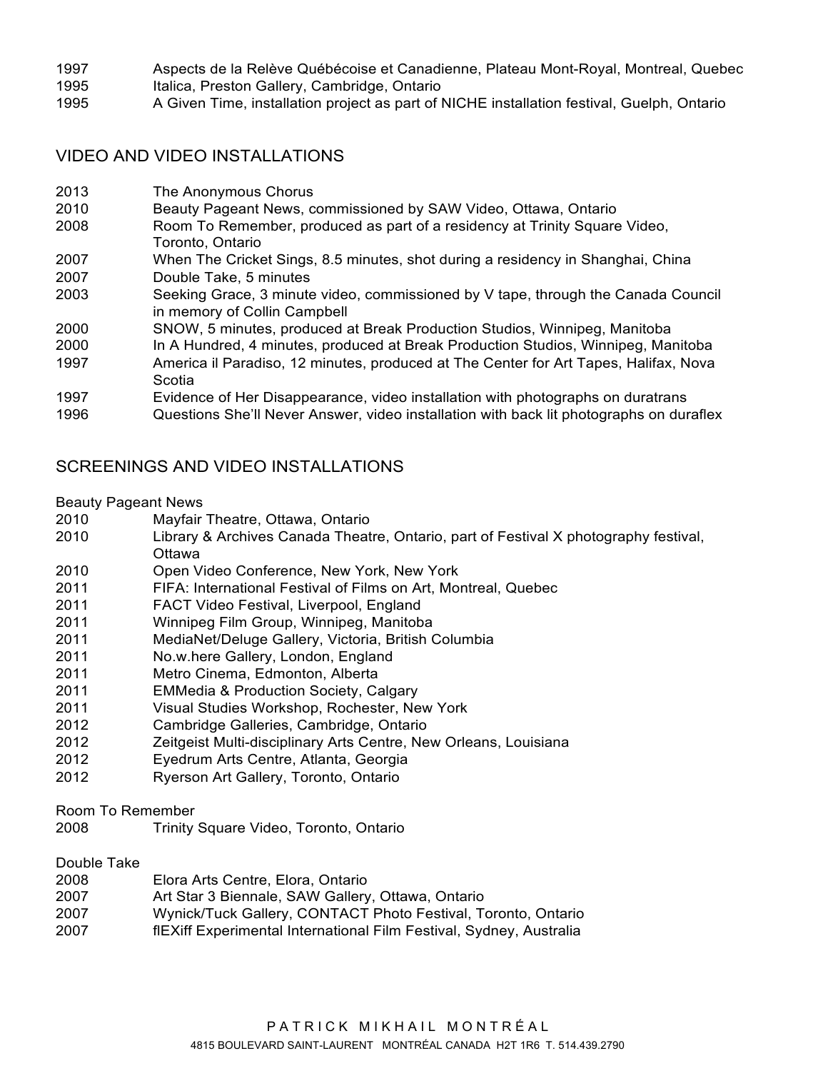1997 Aspects de la Relève Québécoise et Canadienne, Plateau Mont-Royal, Montreal, Quebec
1995 Italica, Preston Gallery, Cambridge, Ontario
1995 A Given Time, installation project as part of NICHE installation festival, Guelph, Ontario

## VIDEO AND VIDEO INSTALLATIONS

2013 The Anonymous Chorus
2010 Beauty Pageant News, commissioned by SAW Video, Ottawa, Ontario
2008 Room To Remember, produced as part of a residency at Trinity Square Video, Toronto, Ontario
2007 When The Cricket Sings, 8.5 minutes, shot during a residency in Shanghai, China
2007 Double Take, 5 minutes
2003 Seeking Grace, 3 minute video, commissioned by V tape, through the Canada Council in memory of Collin Campbell
2000 SNOW, 5 minutes, produced at Break Production Studios, Winnipeg, Manitoba
2000 In A Hundred, 4 minutes, produced at Break Production Studios, Winnipeg, Manitoba
1997 America il Paradiso, 12 minutes, produced at The Center for Art Tapes, Halifax, Nova Scotia
1997 Evidence of Her Disappearance, video installation with photographs on duratrans
1996 Questions She'll Never Answer, video installation with back lit photographs on duraflex

## SCREENINGS AND VIDEO INSTALLATIONS

Beauty Pageant News
2010 Mayfair Theatre, Ottawa, Ontario
2010 Library & Archives Canada Theatre, Ontario, part of Festival X photography festival, Ottawa
2010 Open Video Conference, New York, New York
2011 FIFA: International Festival of Films on Art, Montreal, Quebec
2011 FACT Video Festival, Liverpool, England
2011 Winnipeg Film Group, Winnipeg, Manitoba
2011 MediaNet/Deluge Gallery, Victoria, British Columbia
2011 No.w.here Gallery, London, England
2011 Metro Cinema, Edmonton, Alberta
2011 EMMedia & Production Society, Calgary
2011 Visual Studies Workshop, Rochester, New York
2012 Cambridge Galleries, Cambridge, Ontario
2012 Zeitgeist Multi-disciplinary Arts Centre, New Orleans, Louisiana
2012 Eyedrum Arts Centre, Atlanta, Georgia
2012 Ryerson Art Gallery, Toronto, Ontario

Room To Remember
2008 Trinity Square Video, Toronto, Ontario

Double Take
2008 Elora Arts Centre, Elora, Ontario
2007 Art Star 3 Biennale, SAW Gallery, Ottawa, Ontario
2007 Wynick/Tuck Gallery, CONTACT Photo Festival, Toronto, Ontario
2007 flEXiff Experimental International Film Festival, Sydney, Australia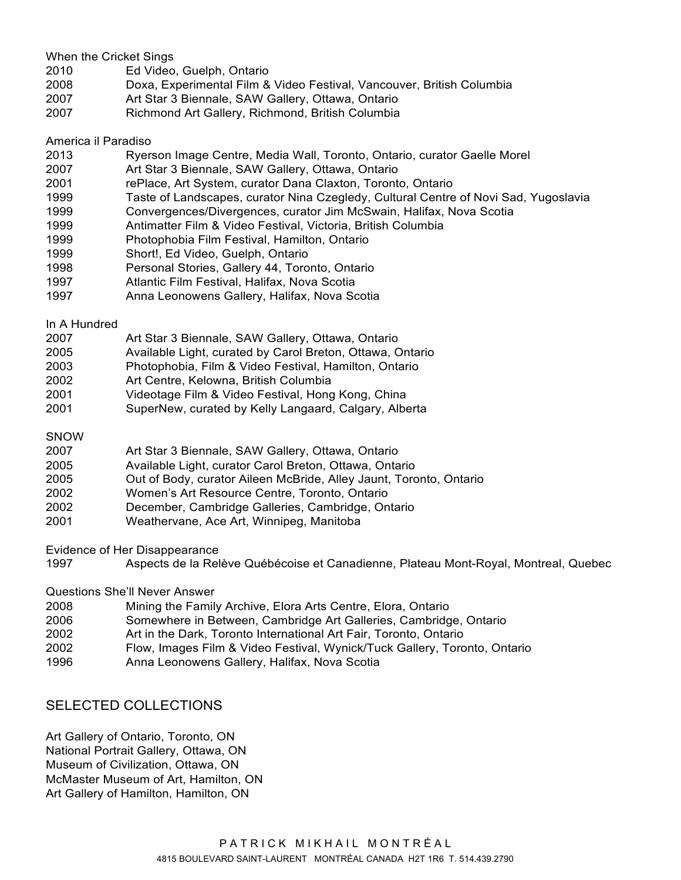When the Cricket Sings

2010 Ed Video, Guelph, Ontario
2008 Doxa, Experimental Film & Video Festival, Vancouver, British Columbia
2007 Art Star 3 Biennale, SAW Gallery, Ottawa, Ontario
2007 Richmond Art Gallery, Richmond, British Columbia

America il Paradiso

2013 Ryerson Image Centre, Media Wall, Toronto, Ontario, curator Gaelle Morel
2007 Art Star 3 Biennale, SAW Gallery, Ottawa, Ontario
2001 rePlace, Art System, curator Dana Claxton, Toronto, Ontario
1999 Taste of Landscapes, curator Nina Czegledy, Cultural Centre of Novi Sad, Yugoslavia
1999 Convergences/Divergences, curator Jim McSwain, Halifax, Nova Scotia
1999 Antimatter Film & Video Festival, Victoria, British Columbia
1999 Photophobia Film Festival, Hamilton, Ontario
1999 Short!, Ed Video, Guelph, Ontario
1998 Personal Stories, Gallery 44, Toronto, Ontario
1997 Atlantic Film Festival, Halifax, Nova Scotia
1997 Anna Leonowens Gallery, Halifax, Nova Scotia

In A Hundred

2007 Art Star 3 Biennale, SAW Gallery, Ottawa, Ontario
2005 Available Light, curated by Carol Breton, Ottawa, Ontario
2003 Photophobia, Film & Video Festival, Hamilton, Ontario
2002 Art Centre, Kelowna, British Columbia
2001 Videotage Film & Video Festival, Hong Kong, China
2001 SuperNew, curated by Kelly Langaard, Calgary, Alberta

SNOW

2007 Art Star 3 Biennale, SAW Gallery, Ottawa, Ontario
2005 Available Light, curator Carol Breton, Ottawa, Ontario
2005 Out of Body, curator Aileen McBride, Alley Jaunt, Toronto, Ontario
2002 Women's Art Resource Centre, Toronto, Ontario
2002 December, Cambridge Galleries, Cambridge, Ontario
2001 Weathervane, Ace Art, Winnipeg, Manitoba

Evidence of Her Disappearance

1997 Aspects de la Relève Québécoise et Canadienne, Plateau Mont-Royal, Montreal, Quebec

Questions She'll Never Answer

2008 Mining the Family Archive, Elora Arts Centre, Elora, Ontario
2006 Somewhere in Between, Cambridge Art Galleries, Cambridge, Ontario
2002 Art in the Dark, Toronto International Art Fair, Toronto, Ontario
2002 Flow, Images Film & Video Festival, Wynick/Tuck Gallery, Toronto, Ontario
1996 Anna Leonowens Gallery, Halifax, Nova Scotia

## SELECTED COLLECTIONS

Art Gallery of Ontario, Toronto, ON
National Portrait Gallery, Ottawa, ON
Museum of Civilization, Ottawa, ON
McMaster Museum of Art, Hamilton, ON
Art Gallery of Hamilton, Hamilton, ON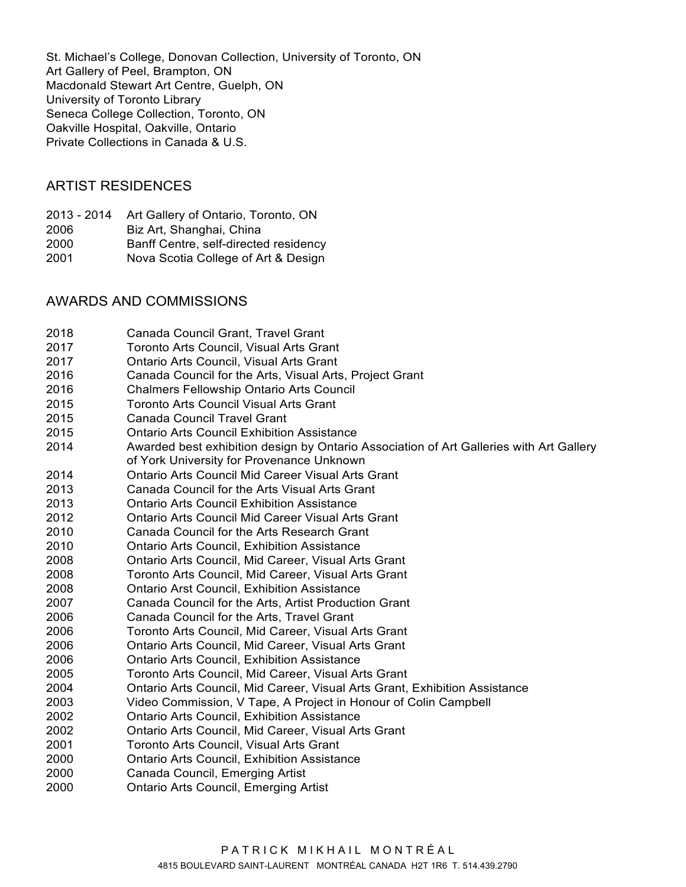St. Michael's College, Donovan Collection, University of Toronto, ON
Art Gallery of Peel, Brampton, ON
Macdonald Stewart Art Centre, Guelph, ON
University of Toronto Library
Seneca College Collection, Toronto, ON
Oakville Hospital, Oakville, Ontario
Private Collections in Canada & U.S.

## ARTIST RESIDENCES

2013 - 2014 Art Gallery of Ontario, Toronto, ON
2006 Biz Art, Shanghai, China
2000 Banff Centre, self-directed residency
2001 Nova Scotia College of Art & Design

## AWARDS AND COMMISSIONS

2018 Canada Council Grant, Travel Grant
2017 Toronto Arts Council, Visual Arts Grant
2017 Ontario Arts Council, Visual Arts Grant
2016 Canada Council for the Arts, Visual Arts, Project Grant
2016 Chalmers Fellowship Ontario Arts Council
2015 Toronto Arts Council Visual Arts Grant
2015 Canada Council Travel Grant
2015 Ontario Arts Council Exhibition Assistance
2014 Awarded best exhibition design by Ontario Association of Art Galleries with Art Gallery of York University for Provenance Unknown
2014 Ontario Arts Council Mid Career Visual Arts Grant
2013 Canada Council for the Arts Visual Arts Grant
2013 Ontario Arts Council Exhibition Assistance
2012 Ontario Arts Council Mid Career Visual Arts Grant
2010 Canada Council for the Arts Research Grant
2010 Ontario Arts Council, Exhibition Assistance
2008 Ontario Arts Council, Mid Career, Visual Arts Grant
2008 Toronto Arts Council, Mid Career, Visual Arts Grant
2008 Ontario Arst Council, Exhibition Assistance
2007 Canada Council for the Arts, Artist Production Grant
2006 Canada Council for the Arts, Travel Grant
2006 Toronto Arts Council, Mid Career, Visual Arts Grant
2006 Ontario Arts Council, Mid Career, Visual Arts Grant
2006 Ontario Arts Council, Exhibition Assistance
2005 Toronto Arts Council, Mid Career, Visual Arts Grant
2004 Ontario Arts Council, Mid Career, Visual Arts Grant, Exhibition Assistance
2003 Video Commission, V Tape, A Project in Honour of Colin Campbell
2002 Ontario Arts Council, Exhibition Assistance
2002 Ontario Arts Council, Mid Career, Visual Arts Grant
2001 Toronto Arts Council, Visual Arts Grant
2000 Ontario Arts Council, Exhibition Assistance
2000 Canada Council, Emerging Artist
2000 Ontario Arts Council, Emerging Artist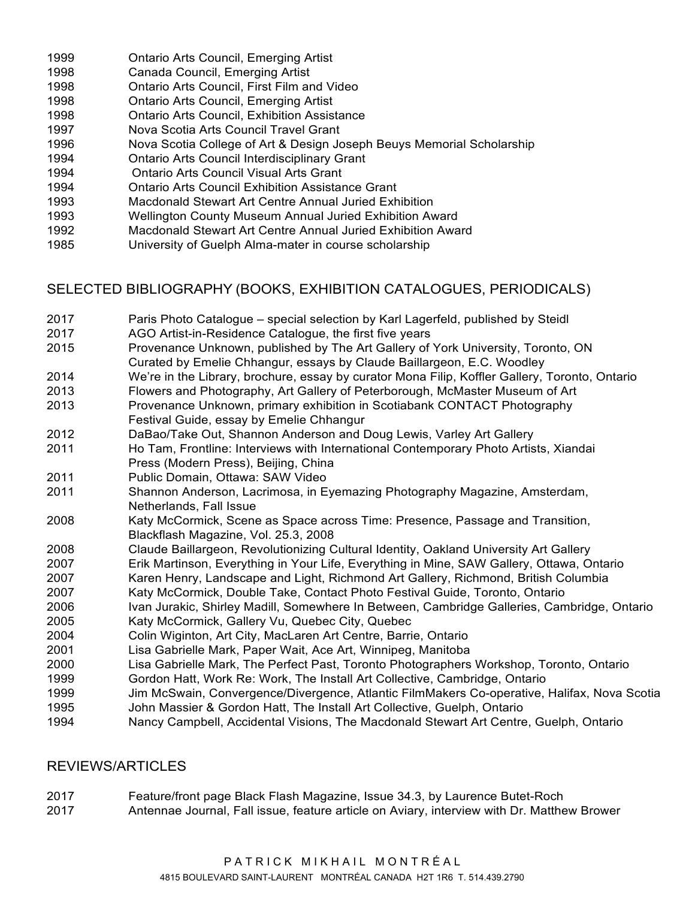1999 Ontario Arts Council, Emerging Artist
1998 Canada Council, Emerging Artist
1998 Ontario Arts Council, First Film and Video
1998 Ontario Arts Council, Emerging Artist
1998 Ontario Arts Council, Exhibition Assistance
1997 Nova Scotia Arts Council Travel Grant
1996 Nova Scotia College of Art & Design Joseph Beuys Memorial Scholarship
1994 Ontario Arts Council Interdisciplinary Grant
1994 Ontario Arts Council Visual Arts Grant
1994 Ontario Arts Council Exhibition Assistance Grant
1993 Macdonald Stewart Art Centre Annual Juried Exhibition
1993 Wellington County Museum Annual Juried Exhibition Award
1992 Macdonald Stewart Art Centre Annual Juried Exhibition Award
1985 University of Guelph Alma-mater in course scholarship

## SELECTED BIBLIOGRAPHY (BOOKS, EXHIBITION CATALOGUES, PERIODICALS)

2017 Paris Photo Catalogue – special selection by Karl Lagerfeld, published by Steidl
2017 AGO Artist-in-Residence Catalogue, the first five years
2015 Provenance Unknown, published by The Art Gallery of York University, Toronto, ON
Curated by Emelie Chhangur, essays by Claude Baillargeon, E.C. Woodley
2014 We're in the Library, brochure, essay by curator Mona Filip, Koffler Gallery, Toronto, Ontario
2013 Flowers and Photography, Art Gallery of Peterborough, McMaster Museum of Art
2013 Provenance Unknown, primary exhibition in Scotiabank CONTACT Photography
Festival Guide, essay by Emelie Chhangur
2012 DaBao/Take Out, Shannon Anderson and Doug Lewis, Varley Art Gallery
2011 Ho Tam, Frontline: Interviews with International Contemporary Photo Artists, Xiandai
Press (Modern Press), Beijing, China
2011 Public Domain, Ottawa: SAW Video
2011 Shannon Anderson, Lacrimosa, in Eyemazing Photography Magazine, Amsterdam,
Netherlands, Fall Issue
2008 Katy McCormick, Scene as Space across Time: Presence, Passage and Transition,
Blackflash Magazine, Vol. 25.3, 2008
2008 Claude Baillargeon, Revolutionizing Cultural Identity, Oakland University Art Gallery
2007 Erik Martinson, Everything in Your Life, Everything in Mine, SAW Gallery, Ottawa, Ontario
2007 Karen Henry, Landscape and Light, Richmond Art Gallery, Richmond, British Columbia
2007 Katy McCormick, Double Take, Contact Photo Festival Guide, Toronto, Ontario
2006 Ivan Jurakic, Shirley Madill, Somewhere In Between, Cambridge Galleries, Cambridge, Ontario
2005 Katy McCormick, Gallery Vu, Quebec City, Quebec
2004 Colin Wiginton, Art City, MacLaren Art Centre, Barrie, Ontario
2001 Lisa Gabrielle Mark, Paper Wait, Ace Art, Winnipeg, Manitoba
2000 Lisa Gabrielle Mark, The Perfect Past, Toronto Photographers Workshop, Toronto, Ontario
1999 Gordon Hatt, Work Re: Work, The Install Art Collective, Cambridge, Ontario
1999 Jim McSwain, Convergence/Divergence, Atlantic FilmMakers Co-operative, Halifax, Nova Scotia
1995 John Massier & Gordon Hatt, The Install Art Collective, Guelph, Ontario
1994 Nancy Campbell, Accidental Visions, The Macdonald Stewart Art Centre, Guelph, Ontario

## REVIEWS/ARTICLES

2017 Feature/front page Black Flash Magazine, Issue 34.3, by Laurence Butet-Roch
2017 Antennae Journal, Fall issue, feature article on Aviary, interview with Dr. Matthew Brower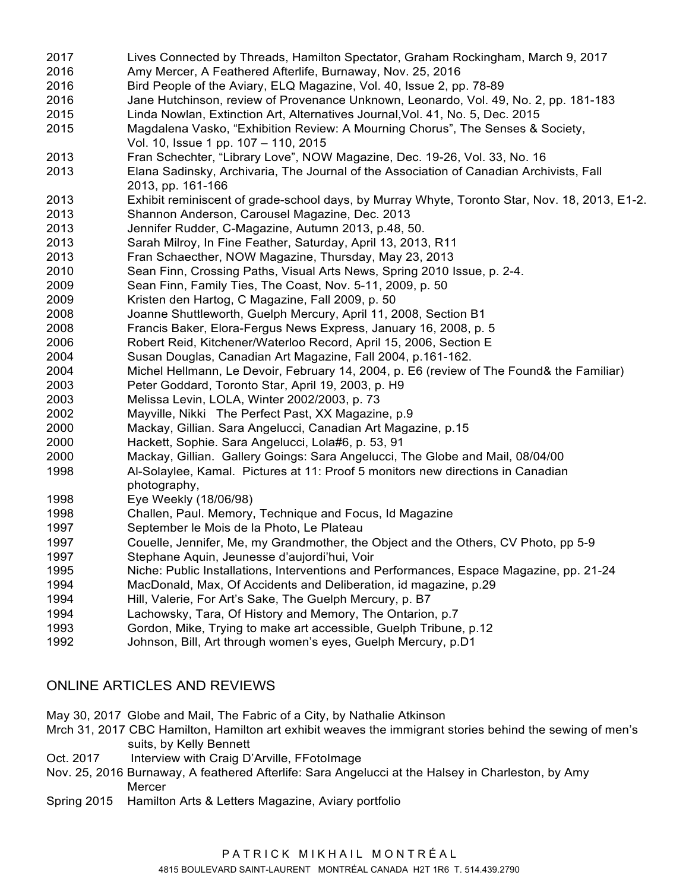2017 Lives Connected by Threads, Hamilton Spectator, Graham Rockingham, March 9, 2017
2016 Amy Mercer, A Feathered Afterlife, Burnaway, Nov. 25, 2016
2016 Bird People of the Aviary, ELQ Magazine, Vol. 40, Issue 2, pp. 78-89
2016 Jane Hutchinson, review of Provenance Unknown, Leonardo, Vol. 49, No. 2, pp. 181-183
2015 Linda Nowlan, Extinction Art, Alternatives Journal,Vol. 41, No. 5, Dec. 2015
2015 Magdalena Vasko, "Exhibition Review: A Mourning Chorus", The Senses & Society, Vol. 10, Issue 1 pp. 107 – 110, 2015
2013 Fran Schechter, "Library Love", NOW Magazine, Dec. 19-26, Vol. 33, No. 16
2013 Elana Sadinsky, Archivaria, The Journal of the Association of Canadian Archivists, Fall 2013, pp. 161-166
2013 Exhibit reminiscent of grade-school days, by Murray Whyte, Toronto Star, Nov. 18, 2013, E1-2.
2013 Shannon Anderson, Carousel Magazine, Dec. 2013
2013 Jennifer Rudder, C-Magazine, Autumn 2013, p.48, 50.
2013 Sarah Milroy, In Fine Feather, Saturday, April 13, 2013, R11
2013 Fran Schaecther, NOW Magazine, Thursday, May 23, 2013
2010 Sean Finn, Crossing Paths, Visual Arts News, Spring 2010 Issue, p. 2-4.
2009 Sean Finn, Family Ties, The Coast, Nov. 5-11, 2009, p. 50
2009 Kristen den Hartog, C Magazine, Fall 2009, p. 50
2008 Joanne Shuttleworth, Guelph Mercury, April 11, 2008, Section B1
2008 Francis Baker, Elora-Fergus News Express, January 16, 2008, p. 5
2006 Robert Reid, Kitchener/Waterloo Record, April 15, 2006, Section E
2004 Susan Douglas, Canadian Art Magazine, Fall 2004, p.161-162.
2004 Michel Hellmann, Le Devoir, February 14, 2004, p. E6 (review of The Found& the Familiar)
2003 Peter Goddard, Toronto Star, April 19, 2003, p. H9
2003 Melissa Levin, LOLA, Winter 2002/2003, p. 73
2002 Mayville, Nikki The Perfect Past, XX Magazine, p.9
2000 Mackay, Gillian. Sara Angelucci, Canadian Art Magazine, p.15
2000 Hackett, Sophie. Sara Angelucci, Lola#6, p. 53, 91
2000 Mackay, Gillian. Gallery Goings: Sara Angelucci, The Globe and Mail, 08/04/00
1998 Al-Solaylee, Kamal. Pictures at 11: Proof 5 monitors new directions in Canadian photography,
1998 Eye Weekly (18/06/98)
1998 Challen, Paul. Memory, Technique and Focus, Id Magazine
1997 September le Mois de la Photo, Le Plateau
1997 Couelle, Jennifer, Me, my Grandmother, the Object and the Others, CV Photo, pp 5-9
1997 Stephane Aquin, Jeunesse d'aujordi'hui, Voir
1995 Niche: Public Installations, Interventions and Performances, Espace Magazine, pp. 21-24
1994 MacDonald, Max, Of Accidents and Deliberation, id magazine, p.29
1994 Hill, Valerie, For Art's Sake, The Guelph Mercury, p. B7
1994 Lachowsky, Tara, Of History and Memory, The Ontarion, p.7
1993 Gordon, Mike, Trying to make art accessible, Guelph Tribune, p.12
1992 Johnson, Bill, Art through women's eyes, Guelph Mercury, p.D1

## ONLINE ARTICLES AND REVIEWS

May 30, 2017 Globe and Mail, The Fabric of a City, by Nathalie Atkinson
Mrch 31, 2017 CBC Hamilton, Hamilton art exhibit weaves the immigrant stories behind the sewing of men's suits, by Kelly Bennett
Oct. 2017 Interview with Craig D'Arville, FFotoImage
Nov. 25, 2016 Burnaway, A feathered Afterlife: Sara Angelucci at the Halsey in Charleston, by Amy Mercer
Spring 2015 Hamilton Arts & Letters Magazine, Aviary portfolio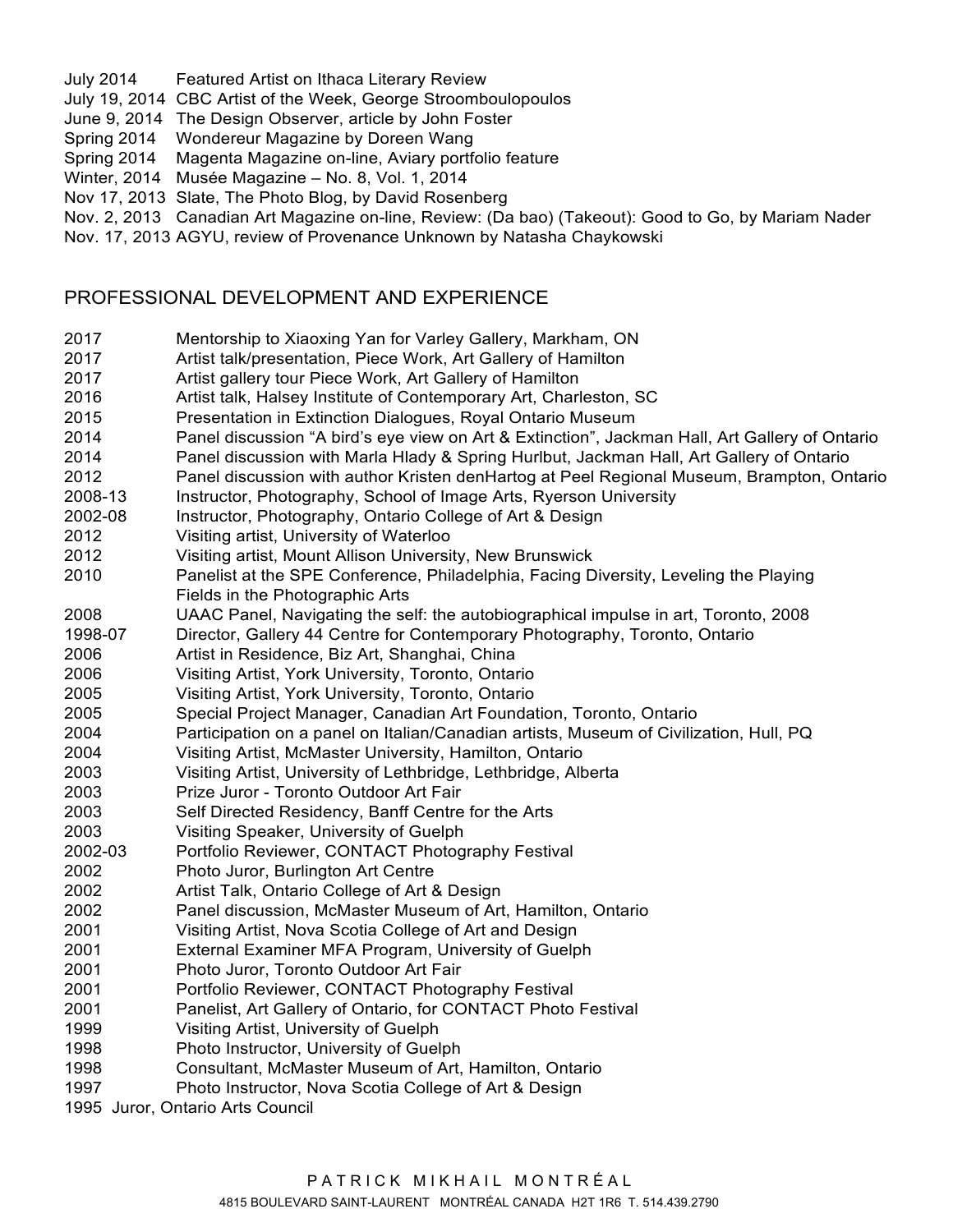July 2014 Featured Artist on Ithaca Literary Review
July 19, 2014 CBC Artist of the Week, George Stroomboulopoulos
June 9, 2014 The Design Observer, article by John Foster
Spring 2014 Wondereur Magazine by Doreen Wang
Spring 2014 Magenta Magazine on-line, Aviary portfolio feature
Winter, 2014 Musée Magazine – No. 8, Vol. 1, 2014
Nov 17, 2013 Slate, The Photo Blog, by David Rosenberg
Nov. 2, 2013 Canadian Art Magazine on-line, Review: (Da bao) (Takeout): Good to Go, by Mariam Nader
Nov. 17, 2013 AGYU, review of Provenance Unknown by Natasha Chaykowski

## PROFESSIONAL DEVELOPMENT AND EXPERIENCE

2017 Mentorship to Xiaoxing Yan for Varley Gallery, Markham, ON
2017 Artist talk/presentation, Piece Work, Art Gallery of Hamilton
2017 Artist gallery tour Piece Work, Art Gallery of Hamilton
2016 Artist talk, Halsey Institute of Contemporary Art, Charleston, SC
2015 Presentation in Extinction Dialogues, Royal Ontario Museum
2014 Panel discussion "A bird's eye view on Art & Extinction", Jackman Hall, Art Gallery of Ontario
2014 Panel discussion with Marla Hlady & Spring Hurlbut, Jackman Hall, Art Gallery of Ontario
2012 Panel discussion with author Kristen denHartog at Peel Regional Museum, Brampton, Ontario
2008-13 Instructor, Photography, School of Image Arts, Ryerson University
2002-08 Instructor, Photography, Ontario College of Art & Design
2012 Visiting artist, University of Waterloo
2012 Visiting artist, Mount Allison University, New Brunswick
2010 Panelist at the SPE Conference, Philadelphia, Facing Diversity, Leveling the Playing Fields in the Photographic Arts
2008 UAAC Panel, Navigating the self: the autobiographical impulse in art, Toronto, 2008
1998-07 Director, Gallery 44 Centre for Contemporary Photography, Toronto, Ontario
2006 Artist in Residence, Biz Art, Shanghai, China
2006 Visiting Artist, York University, Toronto, Ontario
2005 Visiting Artist, York University, Toronto, Ontario
2005 Special Project Manager, Canadian Art Foundation, Toronto, Ontario
2004 Participation on a panel on Italian/Canadian artists, Museum of Civilization, Hull, PQ
2004 Visiting Artist, McMaster University, Hamilton, Ontario
2003 Visiting Artist, University of Lethbridge, Lethbridge, Alberta
2003 Prize Juror - Toronto Outdoor Art Fair
2003 Self Directed Residency, Banff Centre for the Arts
2003 Visiting Speaker, University of Guelph
2002-03 Portfolio Reviewer, CONTACT Photography Festival
2002 Photo Juror, Burlington Art Centre
2002 Artist Talk, Ontario College of Art & Design
2002 Panel discussion, McMaster Museum of Art, Hamilton, Ontario
2001 Visiting Artist, Nova Scotia College of Art and Design
2001 External Examiner MFA Program, University of Guelph
2001 Photo Juror, Toronto Outdoor Art Fair
2001 Portfolio Reviewer, CONTACT Photography Festival
2001 Panelist, Art Gallery of Ontario, for CONTACT Photo Festival
1999 Visiting Artist, University of Guelph
1998 Photo Instructor, University of Guelph
1998 Consultant, McMaster Museum of Art, Hamilton, Ontario
1997 Photo Instructor, Nova Scotia College of Art & Design
1995 Juror, Ontario Arts Council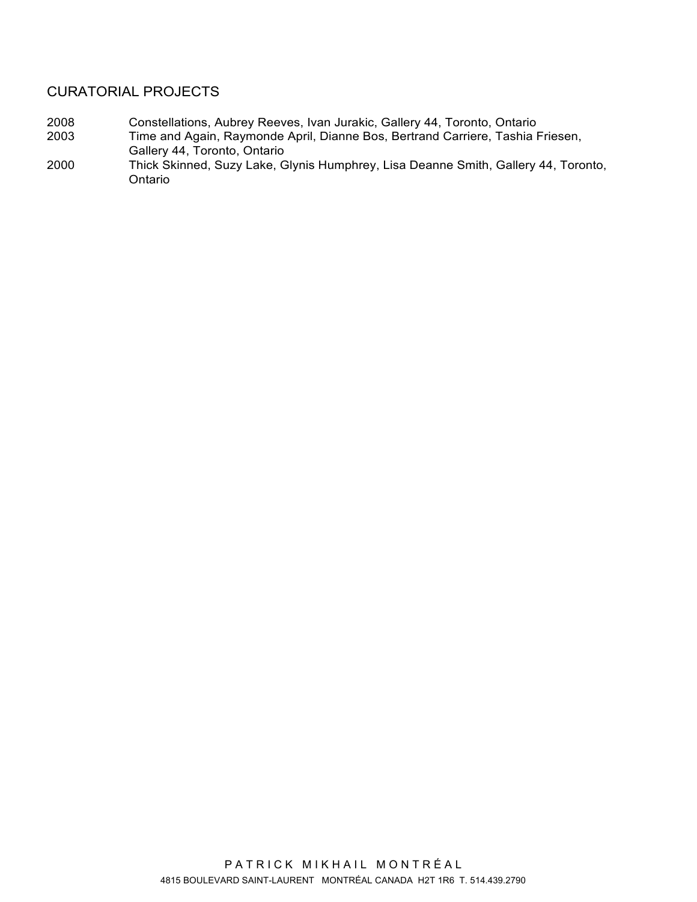## CURATORIAL PROJECTS

2008 Constellations, Aubrey Reeves, Ivan Jurakic, Gallery 44, Toronto, Ontario

2003 Time and Again, Raymonde April, Dianne Bos, Bertrand Carriere, Tashia Friesen, Gallery 44, Toronto, Ontario

2000 Thick Skinned, Suzy Lake, Glynis Humphrey, Lisa Deanne Smith, Gallery 44, Toronto, Ontario